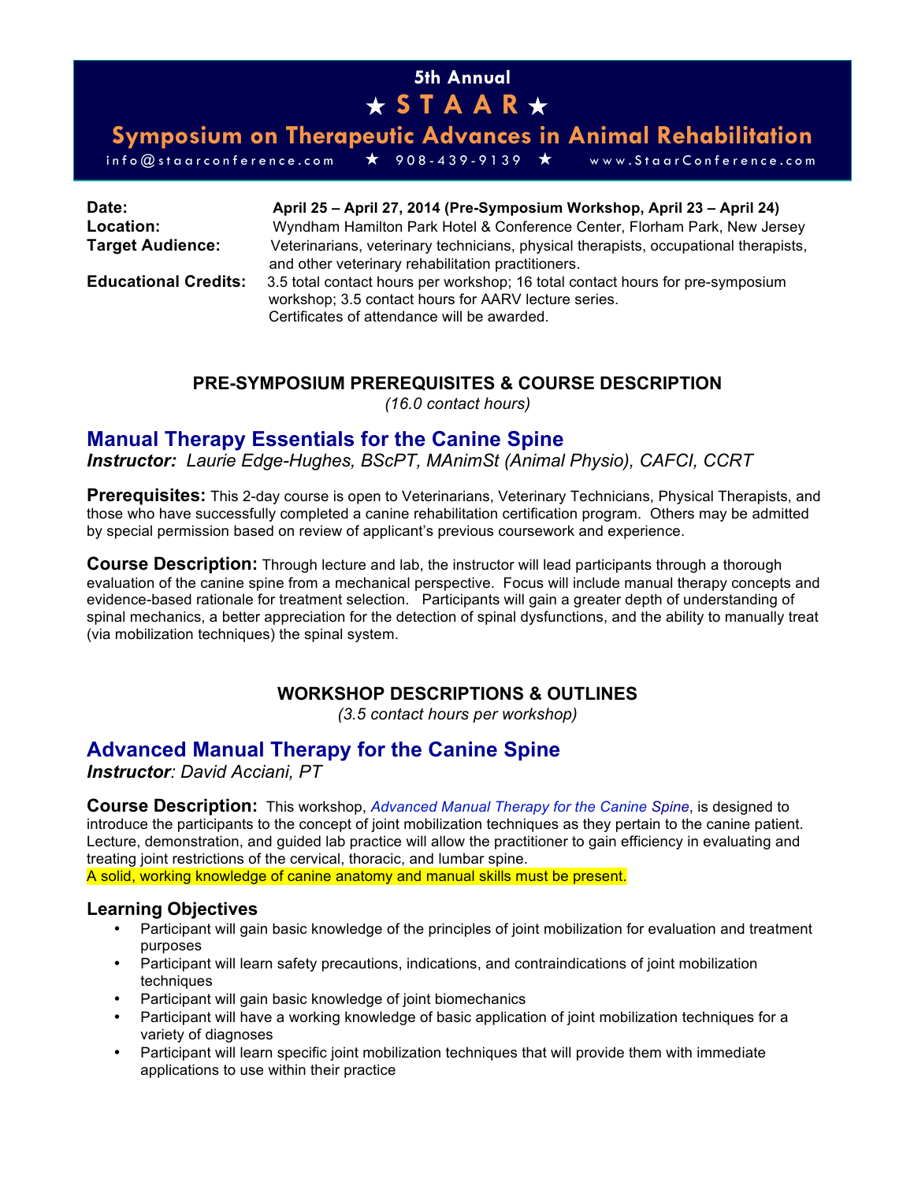# 5th Annual

# ★ S T A A R ★

## Symposium on Therapeutic Advances in Animal Rehabilitation

info@staarconference.com ★ 908-439-9139 ★ www.StaarConference.com

**Date:** **April 25 – April 27, 2014 (Pre-Symposium Workshop, April 23 – April 24)**

**Location:** Wyndham Hamilton Park Hotel & Conference Center, Florham Park, New Jersey

**Target Audience:** Veterinarians, veterinary technicians, physical therapists, occupational therapists, and other veterinary rehabilitation practitioners.

**Educational Credits:** 3.5 total contact hours per workshop; 16 total contact hours for pre-symposium workshop; 3.5 contact hours for AARV lecture series.
Certificates of attendance will be awarded.

### PRE-SYMPOSIUM PREREQUISITES & COURSE DESCRIPTION

*(16.0 contact hours)*

## Manual Therapy Essentials for the Canine Spine

***Instructor:*** *Laurie Edge-Hughes, BScPT, MAnimSt (Animal Physio), CAFCI, CCRT*

**Prerequisites:** This 2-day course is open to Veterinarians, Veterinary Technicians, Physical Therapists, and those who have successfully completed a canine rehabilitation certification program. Others may be admitted by special permission based on review of applicant's previous coursework and experience.

**Course Description:** Through lecture and lab, the instructor will lead participants through a thorough evaluation of the canine spine from a mechanical perspective. Focus will include manual therapy concepts and evidence-based rationale for treatment selection. Participants will gain a greater depth of understanding of spinal mechanics, a better appreciation for the detection of spinal dysfunctions, and the ability to manually treat (via mobilization techniques) the spinal system.

### WORKSHOP DESCRIPTIONS & OUTLINES

*(3.5 contact hours per workshop)*

## Advanced Manual Therapy for the Canine Spine

***Instructor****: David Acciani, PT*

**Course Description:** This workshop, *Advanced Manual Therapy for the Canine Spine*, is designed to introduce the participants to the concept of joint mobilization techniques as they pertain to the canine patient. Lecture, demonstration, and guided lab practice will allow the practitioner to gain efficiency in evaluating and treating joint restrictions of the cervical, thoracic, and lumbar spine.
A solid, working knowledge of canine anatomy and manual skills must be present.

### Learning Objectives

- Participant will gain basic knowledge of the principles of joint mobilization for evaluation and treatment purposes
- Participant will learn safety precautions, indications, and contraindications of joint mobilization techniques
- Participant will gain basic knowledge of joint biomechanics
- Participant will have a working knowledge of basic application of joint mobilization techniques for a variety of diagnoses
- Participant will learn specific joint mobilization techniques that will provide them with immediate applications to use within their practice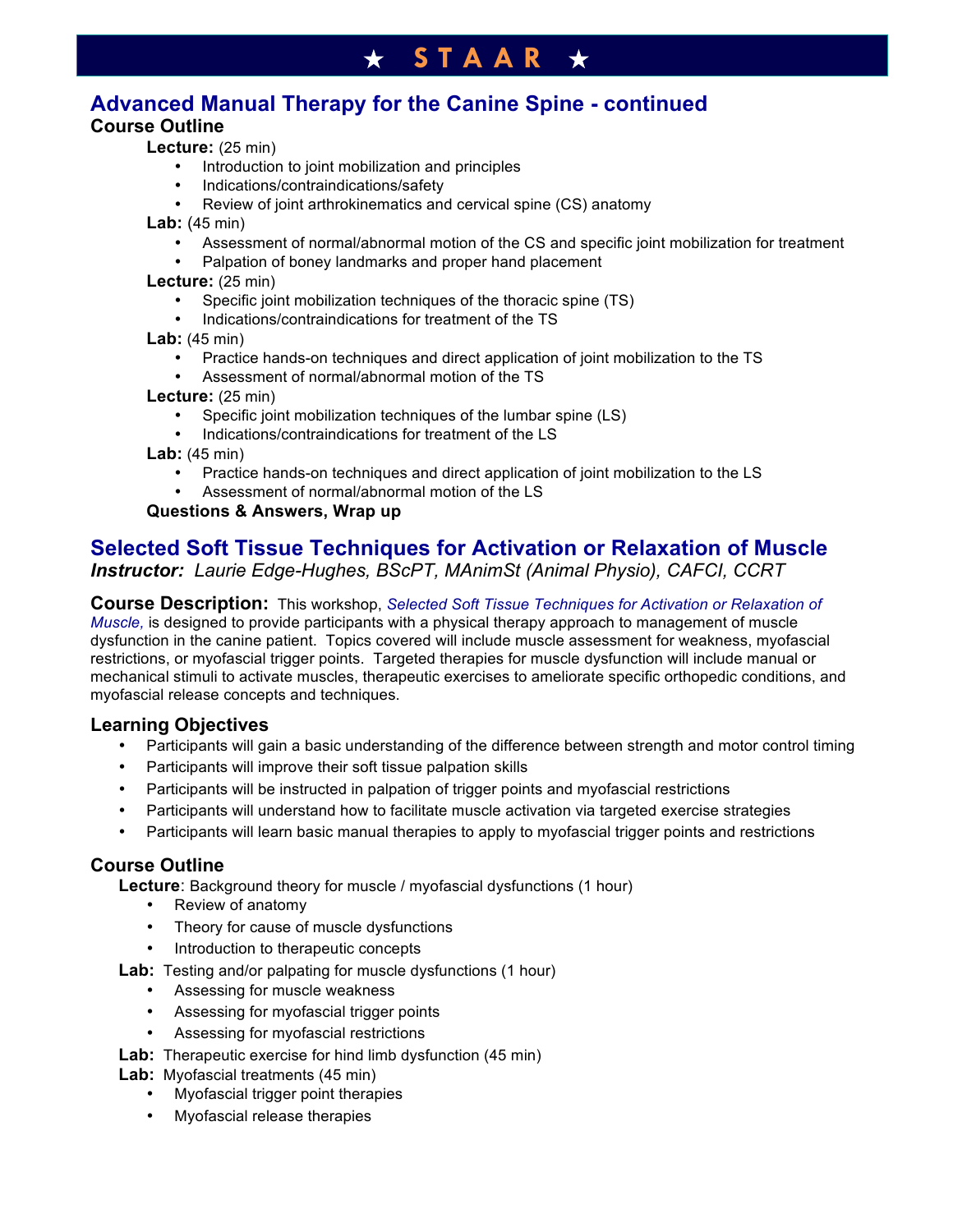## Advanced Manual Therapy for the Canine Spine - continued

### Course Outline

**Lecture:** (25 min)

- Introduction to joint mobilization and principles
- Indications/contraindications/safety
- Review of joint arthrokinematics and cervical spine (CS) anatomy

**Lab:** (45 min)

- Assessment of normal/abnormal motion of the CS and specific joint mobilization for treatment
- Palpation of boney landmarks and proper hand placement

**Lecture:** (25 min)

- Specific joint mobilization techniques of the thoracic spine (TS)
- Indications/contraindications for treatment of the TS

**Lab:** (45 min)

- Practice hands-on techniques and direct application of joint mobilization to the TS
- Assessment of normal/abnormal motion of the TS

**Lecture:** (25 min)

- Specific joint mobilization techniques of the lumbar spine (LS)
- Indications/contraindications for treatment of the LS

**Lab:** (45 min)

- Practice hands-on techniques and direct application of joint mobilization to the LS
- Assessment of normal/abnormal motion of the LS

**Questions & Answers, Wrap up**

## Selected Soft Tissue Techniques for Activation or Relaxation of Muscle

***Instructor:** Laurie Edge-Hughes, BScPT, MAnimSt (Animal Physio), CAFCI, CCRT*

**Course Description:** This workshop, *Selected Soft Tissue Techniques for Activation or Relaxation of Muscle,* is designed to provide participants with a physical therapy approach to management of muscle dysfunction in the canine patient. Topics covered will include muscle assessment for weakness, myofascial restrictions, or myofascial trigger points. Targeted therapies for muscle dysfunction will include manual or mechanical stimuli to activate muscles, therapeutic exercises to ameliorate specific orthopedic conditions, and myofascial release concepts and techniques.

### Learning Objectives

- Participants will gain a basic understanding of the difference between strength and motor control timing
- Participants will improve their soft tissue palpation skills
- Participants will be instructed in palpation of trigger points and myofascial restrictions
- Participants will understand how to facilitate muscle activation via targeted exercise strategies
- Participants will learn basic manual therapies to apply to myofascial trigger points and restrictions

### Course Outline

**Lecture**: Background theory for muscle / myofascial dysfunctions (1 hour)

- Review of anatomy
- Theory for cause of muscle dysfunctions
- Introduction to therapeutic concepts

**Lab:** Testing and/or palpating for muscle dysfunctions (1 hour)

- Assessing for muscle weakness
- Assessing for myofascial trigger points
- Assessing for myofascial restrictions

**Lab:** Therapeutic exercise for hind limb dysfunction (45 min)

**Lab:** Myofascial treatments (45 min)

- Myofascial trigger point therapies
- Myofascial release therapies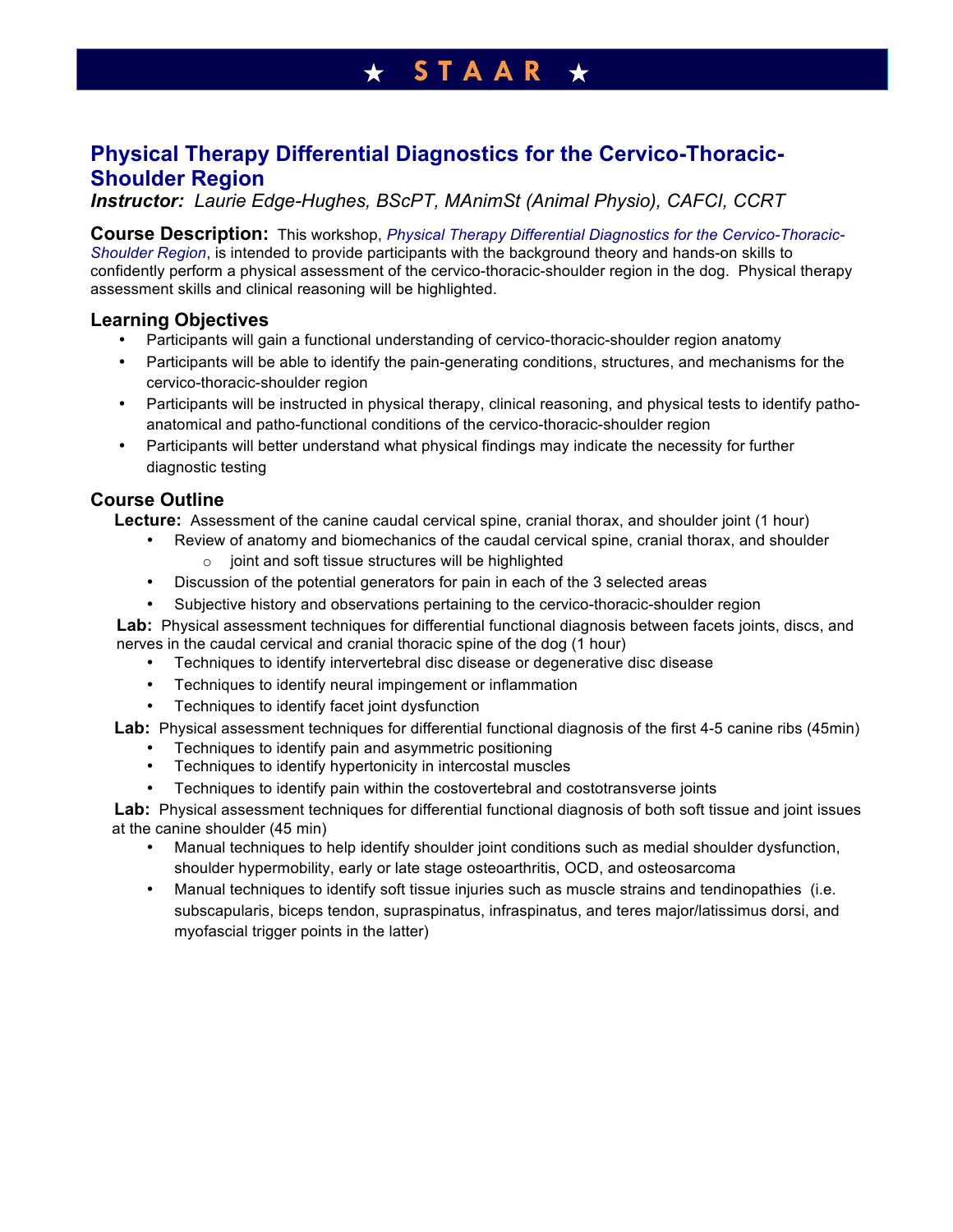# ★ STAAR ★

## Physical Therapy Differential Diagnostics for the Cervico-Thoracic-Shoulder Region

***Instructor:*** *Laurie Edge-Hughes, BScPT, MAnimSt (Animal Physio), CAFCI, CCRT*

**Course Description:** This workshop, *Physical Therapy Differential Diagnostics for the Cervico-Thoracic-Shoulder Region*, is intended to provide participants with the background theory and hands-on skills to confidently perform a physical assessment of the cervico-thoracic-shoulder region in the dog. Physical therapy assessment skills and clinical reasoning will be highlighted.

### Learning Objectives

- Participants will gain a functional understanding of cervico-thoracic-shoulder region anatomy
- Participants will be able to identify the pain-generating conditions, structures, and mechanisms for the cervico-thoracic-shoulder region
- Participants will be instructed in physical therapy, clinical reasoning, and physical tests to identify patho-anatomical and patho-functional conditions of the cervico-thoracic-shoulder region
- Participants will better understand what physical findings may indicate the necessity for further diagnostic testing

### Course Outline

**Lecture:** Assessment of the canine caudal cervical spine, cranial thorax, and shoulder joint (1 hour)

- Review of anatomy and biomechanics of the caudal cervical spine, cranial thorax, and shoulder
    - joint and soft tissue structures will be highlighted
- Discussion of the potential generators for pain in each of the 3 selected areas
- Subjective history and observations pertaining to the cervico-thoracic-shoulder region

**Lab:** Physical assessment techniques for differential functional diagnosis between facets joints, discs, and nerves in the caudal cervical and cranial thoracic spine of the dog (1 hour)

- Techniques to identify intervertebral disc disease or degenerative disc disease
- Techniques to identify neural impingement or inflammation
- Techniques to identify facet joint dysfunction

**Lab:** Physical assessment techniques for differential functional diagnosis of the first 4-5 canine ribs (45min)

- Techniques to identify pain and asymmetric positioning
- Techniques to identify hypertonicity in intercostal muscles
- Techniques to identify pain within the costovertebral and costotransverse joints

**Lab:** Physical assessment techniques for differential functional diagnosis of both soft tissue and joint issues at the canine shoulder (45 min)

- Manual techniques to help identify shoulder joint conditions such as medial shoulder dysfunction, shoulder hypermobility, early or late stage osteoarthritis, OCD, and osteosarcoma
- Manual techniques to identify soft tissue injuries such as muscle strains and tendinopathies (i.e. subscapularis, biceps tendon, supraspinatus, infraspinatus, and teres major/latissimus dorsi, and myofascial trigger points in the latter)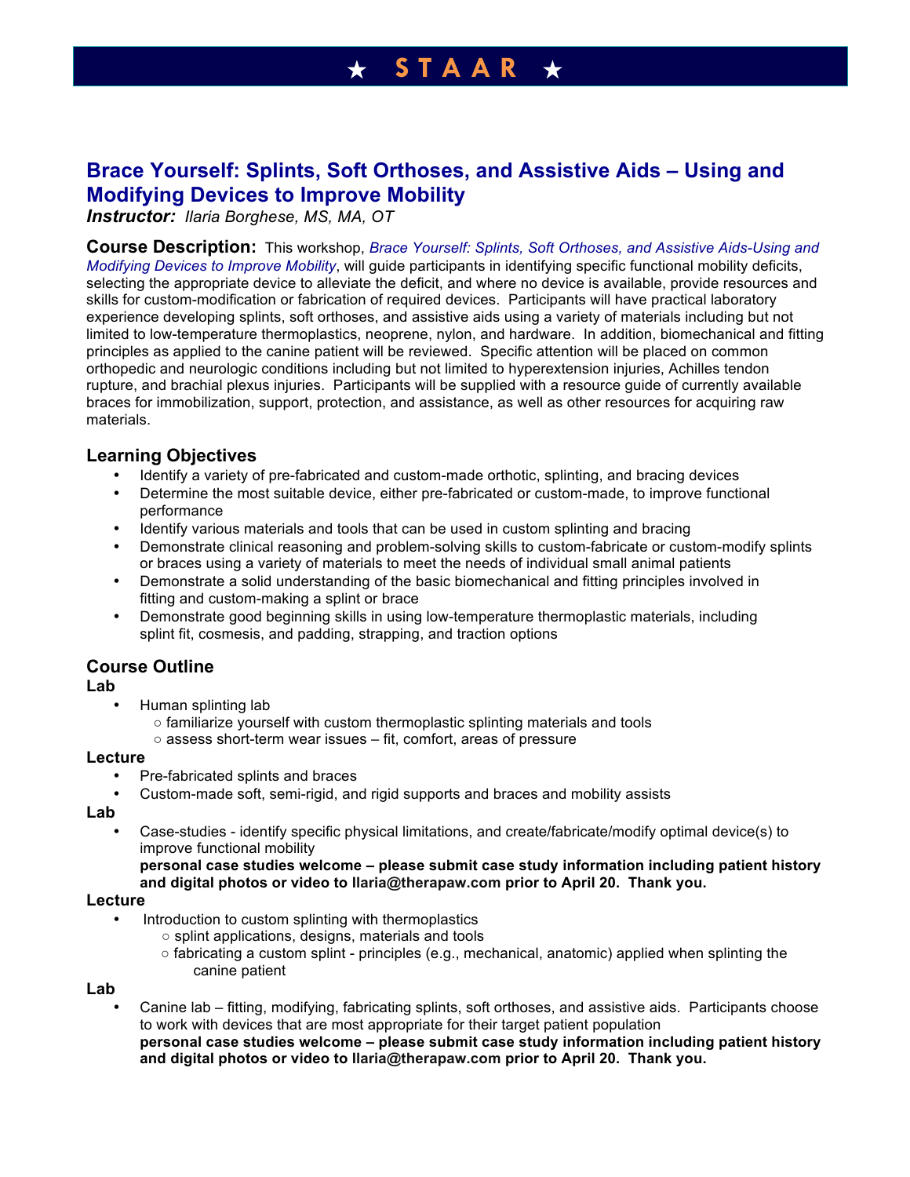# ★ STAAR ★

## Brace Yourself: Splints, Soft Orthoses, and Assistive Aids – Using and Modifying Devices to Improve Mobility

***Instructor:*** *Ilaria Borghese, MS, MA, OT*

**Course Description:** This workshop, *Brace Yourself: Splints, Soft Orthoses, and Assistive Aids-Using and Modifying Devices to Improve Mobility*, will guide participants in identifying specific functional mobility deficits, selecting the appropriate device to alleviate the deficit, and where no device is available, provide resources and skills for custom-modification or fabrication of required devices. Participants will have practical laboratory experience developing splints, soft orthoses, and assistive aids using a variety of materials including but not limited to low-temperature thermoplastics, neoprene, nylon, and hardware. In addition, biomechanical and fitting principles as applied to the canine patient will be reviewed. Specific attention will be placed on common orthopedic and neurologic conditions including but not limited to hyperextension injuries, Achilles tendon rupture, and brachial plexus injuries. Participants will be supplied with a resource guide of currently available braces for immobilization, support, protection, and assistance, as well as other resources for acquiring raw materials.

### Learning Objectives

- Identify a variety of pre-fabricated and custom-made orthotic, splinting, and bracing devices
- Determine the most suitable device, either pre-fabricated or custom-made, to improve functional performance
- Identify various materials and tools that can be used in custom splinting and bracing
- Demonstrate clinical reasoning and problem-solving skills to custom-fabricate or custom-modify splints or braces using a variety of materials to meet the needs of individual small animal patients
- Demonstrate a solid understanding of the basic biomechanical and fitting principles involved in fitting and custom-making a splint or brace
- Demonstrate good beginning skills in using low-temperature thermoplastic materials, including splint fit, cosmesis, and padding, strapping, and traction options

### Course Outline

**Lab**

- Human splinting lab
  - familiarize yourself with custom thermoplastic splinting materials and tools
  - assess short-term wear issues – fit, comfort, areas of pressure

**Lecture**

- Pre-fabricated splints and braces
- Custom-made soft, semi-rigid, and rigid supports and braces and mobility assists

**Lab**

- Case-studies - identify specific physical limitations, and create/fabricate/modify optimal device(s) to improve functional mobility
  **personal case studies welcome – please submit case study information including patient history and digital photos or video to llaria@therapaw.com prior to April 20. Thank you.**

**Lecture**

- Introduction to custom splinting with thermoplastics
  - splint applications, designs, materials and tools
  - fabricating a custom splint - principles (e.g., mechanical, anatomic) applied when splinting the canine patient

**Lab**

- Canine lab – fitting, modifying, fabricating splints, soft orthoses, and assistive aids. Participants choose to work with devices that are most appropriate for their target patient population
  **personal case studies welcome – please submit case study information including patient history and digital photos or video to llaria@therapaw.com prior to April 20. Thank you.**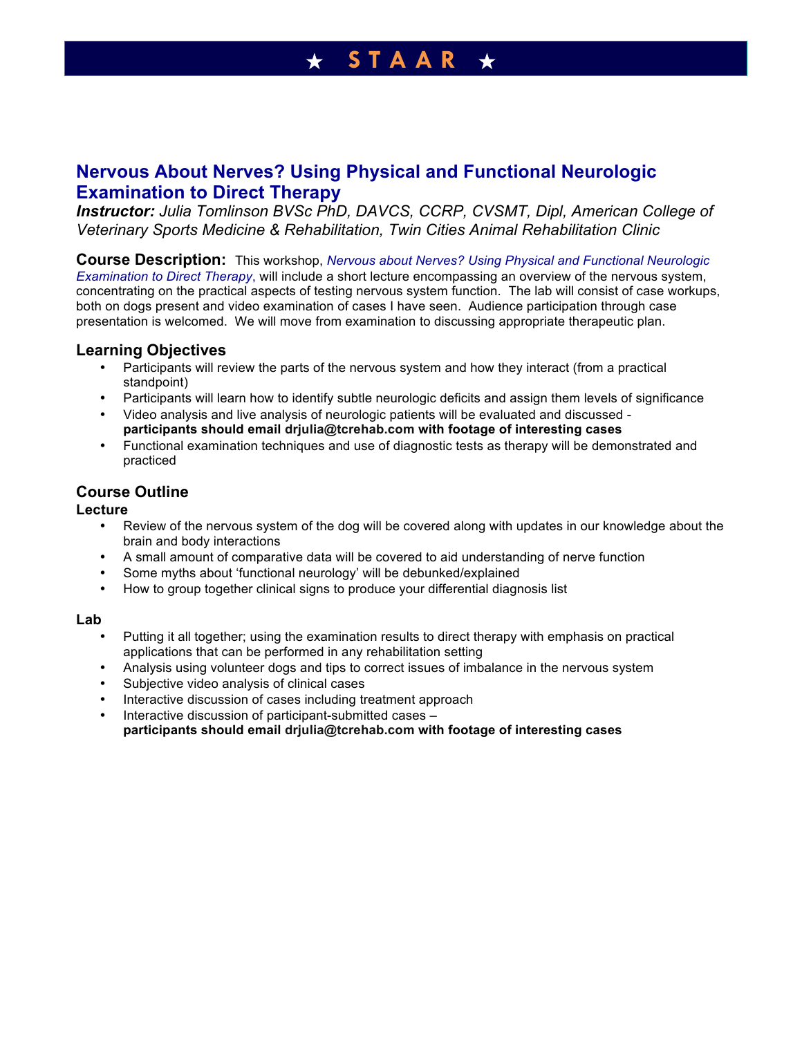# Nervous About Nerves? Using Physical and Functional Neurologic Examination to Direct Therapy

***Instructor:*** *Julia Tomlinson BVSc PhD, DAVCS, CCRP, CVSMT, Dipl, American College of Veterinary Sports Medicine & Rehabilitation, Twin Cities Animal Rehabilitation Clinic*

**Course Description:** This workshop, *Nervous about Nerves? Using Physical and Functional Neurologic Examination to Direct Therapy*, will include a short lecture encompassing an overview of the nervous system, concentrating on the practical aspects of testing nervous system function. The lab will consist of case workups, both on dogs present and video examination of cases I have seen. Audience participation through case presentation is welcomed. We will move from examination to discussing appropriate therapeutic plan.

## Learning Objectives

- Participants will review the parts of the nervous system and how they interact (from a practical standpoint)
- Participants will learn how to identify subtle neurologic deficits and assign them levels of significance
- Video analysis and live analysis of neurologic patients will be evaluated and discussed - **participants should email drjulia@tcrehab.com with footage of interesting cases**
- Functional examination techniques and use of diagnostic tests as therapy will be demonstrated and practiced

## Course Outline

### Lecture

- Review of the nervous system of the dog will be covered along with updates in our knowledge about the brain and body interactions
- A small amount of comparative data will be covered to aid understanding of nerve function
- Some myths about 'functional neurology' will be debunked/explained
- How to group together clinical signs to produce your differential diagnosis list

### Lab

- Putting it all together; using the examination results to direct therapy with emphasis on practical applications that can be performed in any rehabilitation setting
- Analysis using volunteer dogs and tips to correct issues of imbalance in the nervous system
- Subjective video analysis of clinical cases
- Interactive discussion of cases including treatment approach
- Interactive discussion of participant-submitted cases – **participants should email drjulia@tcrehab.com with footage of interesting cases**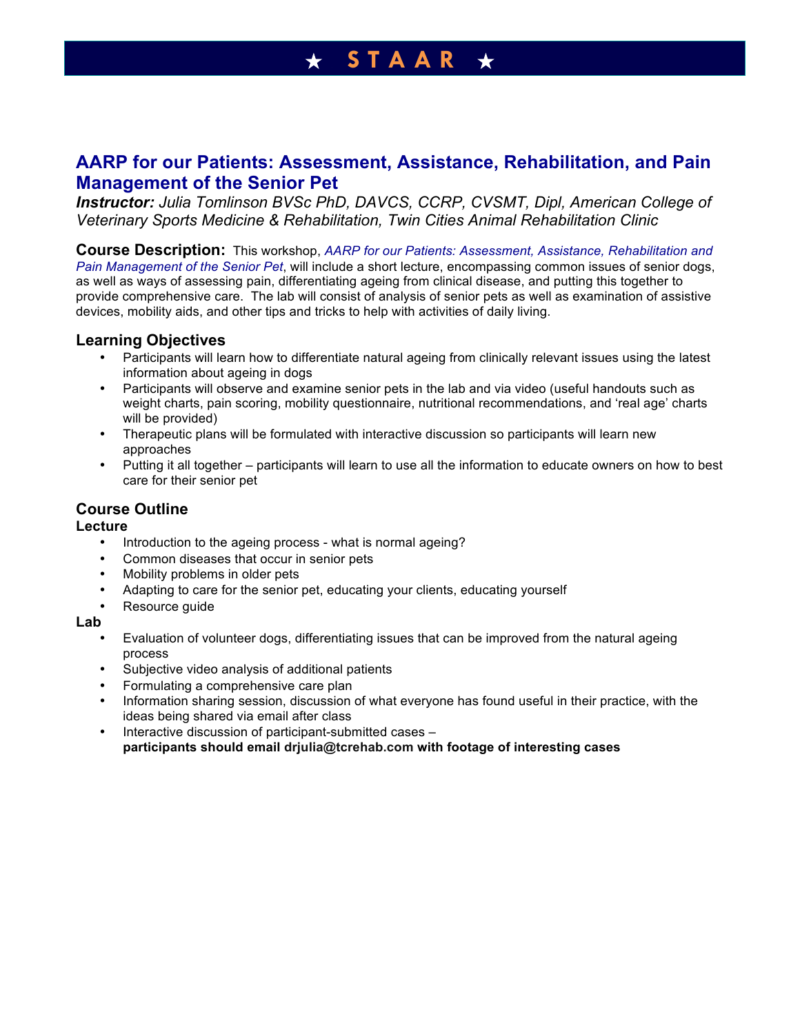# ★ STAAR ★

## AARP for our Patients: Assessment, Assistance, Rehabilitation, and Pain Management of the Senior Pet

***Instructor:*** *Julia Tomlinson BVSc PhD, DAVCS, CCRP, CVSMT, Dipl, American College of Veterinary Sports Medicine & Rehabilitation, Twin Cities Animal Rehabilitation Clinic*

**Course Description:** This workshop, *AARP for our Patients: Assessment, Assistance, Rehabilitation and Pain Management of the Senior Pet*, will include a short lecture, encompassing common issues of senior dogs, as well as ways of assessing pain, differentiating ageing from clinical disease, and putting this together to provide comprehensive care. The lab will consist of analysis of senior pets as well as examination of assistive devices, mobility aids, and other tips and tricks to help with activities of daily living.

### Learning Objectives

- Participants will learn how to differentiate natural ageing from clinically relevant issues using the latest information about ageing in dogs
- Participants will observe and examine senior pets in the lab and via video (useful handouts such as weight charts, pain scoring, mobility questionnaire, nutritional recommendations, and 'real age' charts will be provided)
- Therapeutic plans will be formulated with interactive discussion so participants will learn new approaches
- Putting it all together – participants will learn to use all the information to educate owners on how to best care for their senior pet

### Course Outline

**Lecture**

- Introduction to the ageing process - what is normal ageing?
- Common diseases that occur in senior pets
- Mobility problems in older pets
- Adapting to care for the senior pet, educating your clients, educating yourself
- Resource guide

**Lab**

- Evaluation of volunteer dogs, differentiating issues that can be improved from the natural ageing process
- Subjective video analysis of additional patients
- Formulating a comprehensive care plan
- Information sharing session, discussion of what everyone has found useful in their practice, with the ideas being shared via email after class
- Interactive discussion of participant-submitted cases – **participants should email drjulia@tcrehab.com with footage of interesting cases**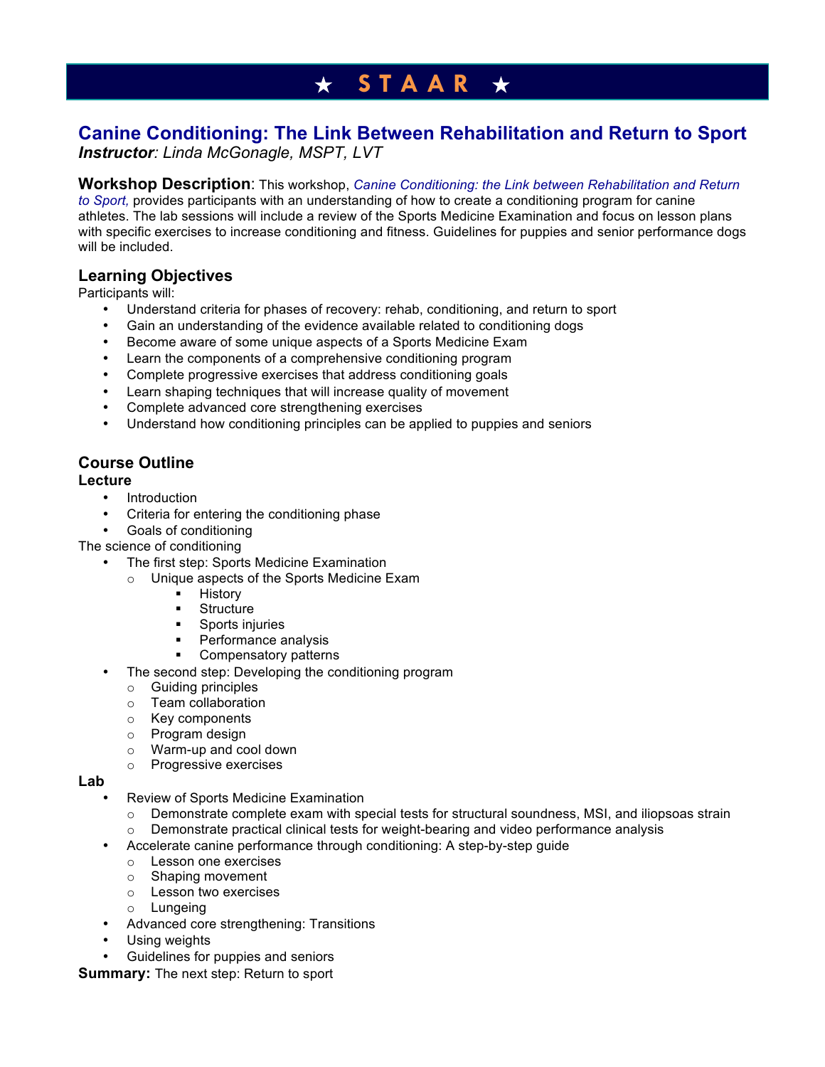# ★ STAAR ★

## Canine Conditioning: The Link Between Rehabilitation and Return to Sport

***Instructor**: Linda McGonagle, MSPT, LVT*

**Workshop Description**: This workshop, *Canine Conditioning: the Link between Rehabilitation and Return to Sport,* provides participants with an understanding of how to create a conditioning program for canine athletes. The lab sessions will include a review of the Sports Medicine Examination and focus on lesson plans with specific exercises to increase conditioning and fitness. Guidelines for puppies and senior performance dogs will be included.

### Learning Objectives

Participants will:

- Understand criteria for phases of recovery: rehab, conditioning, and return to sport
- Gain an understanding of the evidence available related to conditioning dogs
- Become aware of some unique aspects of a Sports Medicine Exam
- Learn the components of a comprehensive conditioning program
- Complete progressive exercises that address conditioning goals
- Learn shaping techniques that will increase quality of movement
- Complete advanced core strengthening exercises
- Understand how conditioning principles can be applied to puppies and seniors

### Course Outline

**Lecture**

- Introduction
- Criteria for entering the conditioning phase
- Goals of conditioning

The science of conditioning

- The first step: Sports Medicine Examination
  - Unique aspects of the Sports Medicine Exam
    - History
    - Structure
    - Sports injuries
    - Performance analysis
    - Compensatory patterns
- The second step: Developing the conditioning program
  - Guiding principles
  - Team collaboration
  - Key components
  - Program design
  - Warm-up and cool down
  - Progressive exercises

**Lab**

- Review of Sports Medicine Examination
  - Demonstrate complete exam with special tests for structural soundness, MSI, and iliopsoas strain
  - Demonstrate practical clinical tests for weight-bearing and video performance analysis
- Accelerate canine performance through conditioning: A step-by-step guide
  - Lesson one exercises
  - Shaping movement
  - Lesson two exercises
  - Lungeing
- Advanced core strengthening: Transitions
- Using weights
- Guidelines for puppies and seniors

**Summary:** The next step: Return to sport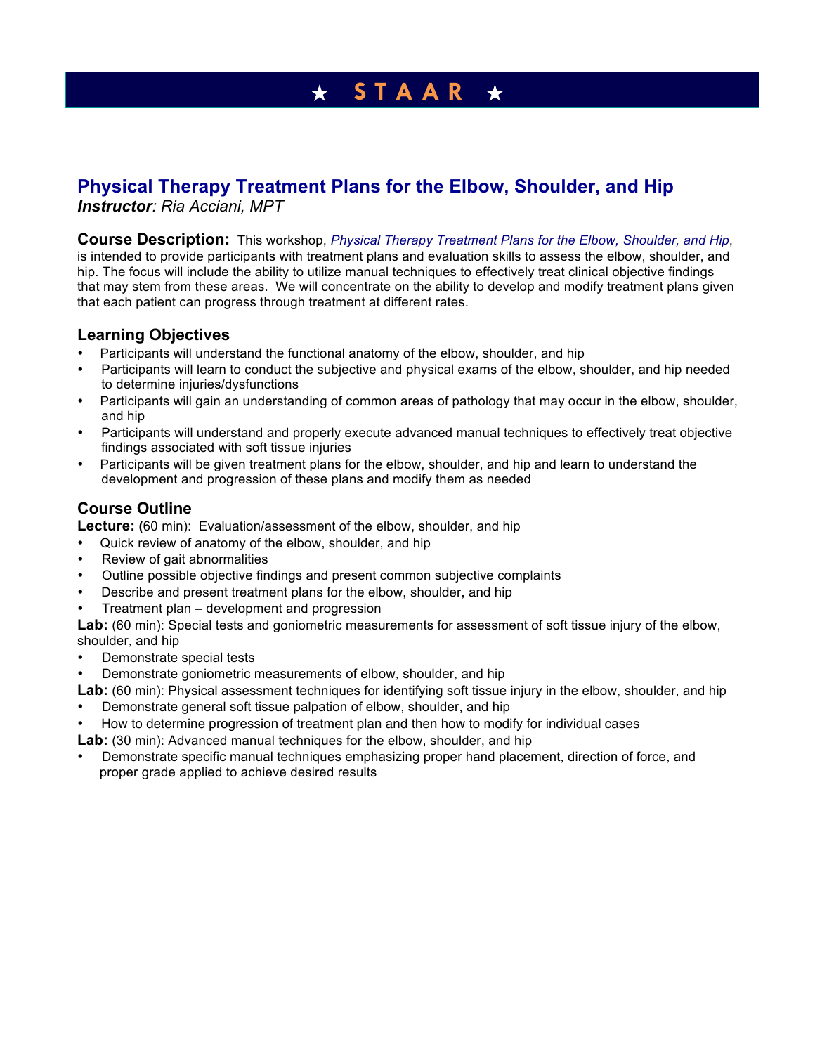★ **STAAR** ★

## Physical Therapy Treatment Plans for the Elbow, Shoulder, and Hip

***Instructor**: Ria Acciani, MPT*

**Course Description:** This workshop, *Physical Therapy Treatment Plans for the Elbow, Shoulder, and Hip*, is intended to provide participants with treatment plans and evaluation skills to assess the elbow, shoulder, and hip. The focus will include the ability to utilize manual techniques to effectively treat clinical objective findings that may stem from these areas. We will concentrate on the ability to develop and modify treatment plans given that each patient can progress through treatment at different rates.

### Learning Objectives

- Participants will understand the functional anatomy of the elbow, shoulder, and hip
- Participants will learn to conduct the subjective and physical exams of the elbow, shoulder, and hip needed to determine injuries/dysfunctions
- Participants will gain an understanding of common areas of pathology that may occur in the elbow, shoulder, and hip
- Participants will understand and properly execute advanced manual techniques to effectively treat objective findings associated with soft tissue injuries
- Participants will be given treatment plans for the elbow, shoulder, and hip and learn to understand the development and progression of these plans and modify them as needed

### Course Outline

**Lecture: (**60 min): Evaluation/assessment of the elbow, shoulder, and hip

- Quick review of anatomy of the elbow, shoulder, and hip
- Review of gait abnormalities
- Outline possible objective findings and present common subjective complaints
- Describe and present treatment plans for the elbow, shoulder, and hip
- Treatment plan – development and progression

**Lab:** (60 min): Special tests and goniometric measurements for assessment of soft tissue injury of the elbow, shoulder, and hip

- Demonstrate special tests
- Demonstrate goniometric measurements of elbow, shoulder, and hip

**Lab:** (60 min): Physical assessment techniques for identifying soft tissue injury in the elbow, shoulder, and hip

- Demonstrate general soft tissue palpation of elbow, shoulder, and hip
- How to determine progression of treatment plan and then how to modify for individual cases

**Lab:** (30 min): Advanced manual techniques for the elbow, shoulder, and hip

- Demonstrate specific manual techniques emphasizing proper hand placement, direction of force, and proper grade applied to achieve desired results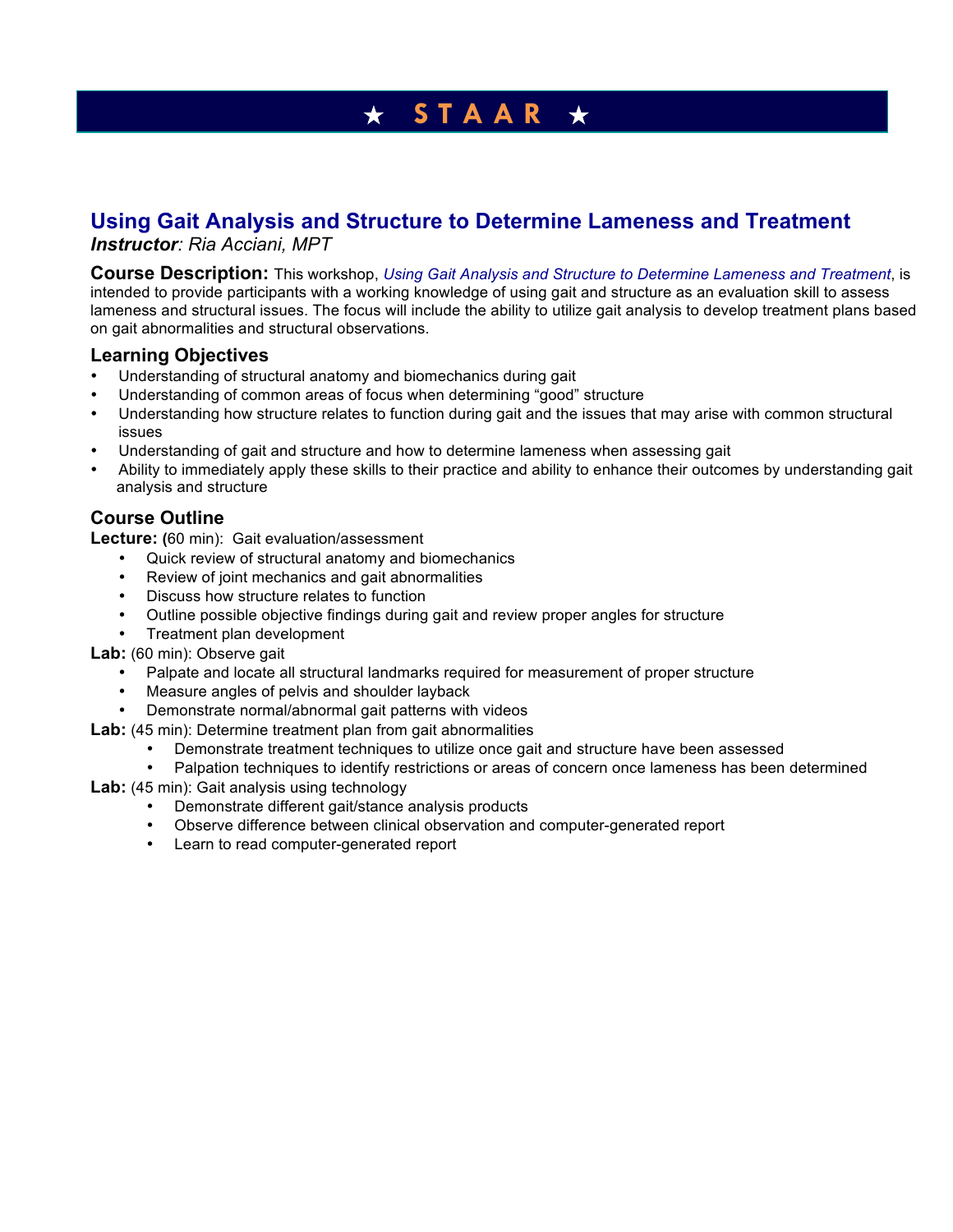★ **STAAR** ★

## Using Gait Analysis and Structure to Determine Lameness and Treatment

***Instructor**: Ria Acciani, MPT*

**Course Description:** This workshop, *Using Gait Analysis and Structure to Determine Lameness and Treatment*, is intended to provide participants with a working knowledge of using gait and structure as an evaluation skill to assess lameness and structural issues. The focus will include the ability to utilize gait analysis to develop treatment plans based on gait abnormalities and structural observations.

### Learning Objectives

- Understanding of structural anatomy and biomechanics during gait
- Understanding of common areas of focus when determining "good" structure
- Understanding how structure relates to function during gait and the issues that may arise with common structural issues
- Understanding of gait and structure and how to determine lameness when assessing gait
- Ability to immediately apply these skills to their practice and ability to enhance their outcomes by understanding gait analysis and structure

### Course Outline

**Lecture: (**60 min): Gait evaluation/assessment

- Quick review of structural anatomy and biomechanics
- Review of joint mechanics and gait abnormalities
- Discuss how structure relates to function
- Outline possible objective findings during gait and review proper angles for structure
- Treatment plan development

**Lab:** (60 min): Observe gait

- Palpate and locate all structural landmarks required for measurement of proper structure
- Measure angles of pelvis and shoulder layback
- Demonstrate normal/abnormal gait patterns with videos

**Lab:** (45 min): Determine treatment plan from gait abnormalities

- Demonstrate treatment techniques to utilize once gait and structure have been assessed
- Palpation techniques to identify restrictions or areas of concern once lameness has been determined

**Lab:** (45 min): Gait analysis using technology

- Demonstrate different gait/stance analysis products
- Observe difference between clinical observation and computer-generated report
- Learn to read computer-generated report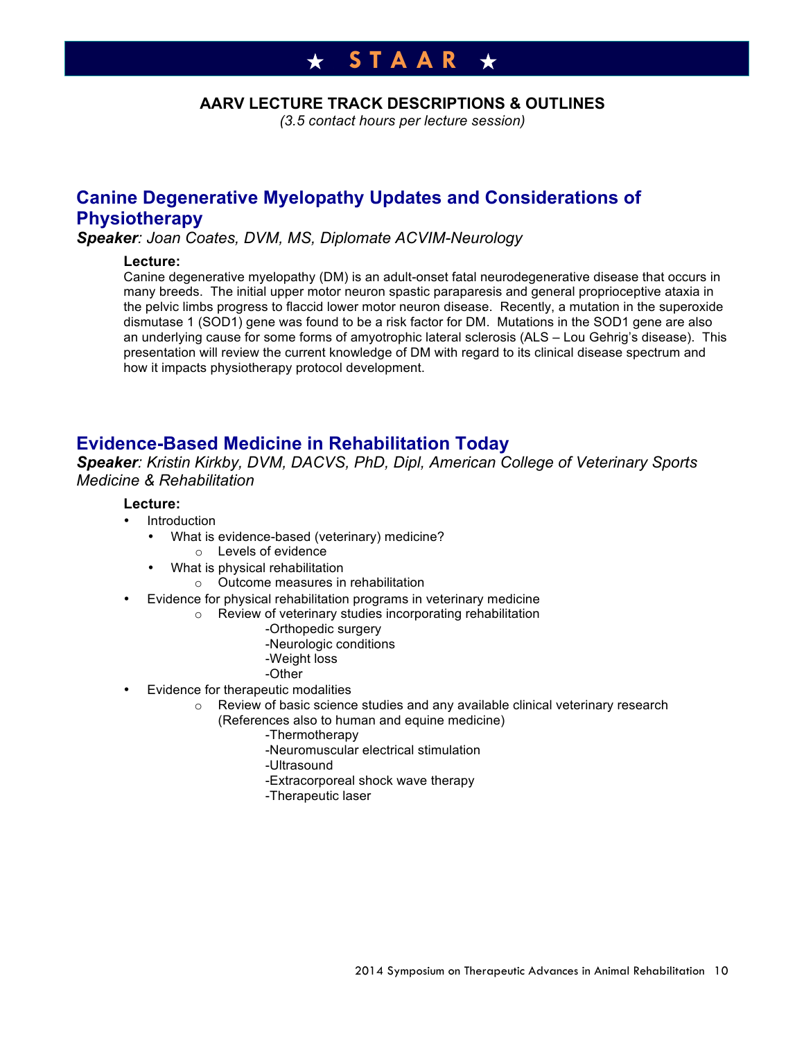# ★ STAAR ★

## AARV LECTURE TRACK DESCRIPTIONS & OUTLINES

*(3.5 contact hours per lecture session)*

## Canine Degenerative Myelopathy Updates and Considerations of Physiotherapy

***Speaker**: Joan Coates, DVM, MS, Diplomate ACVIM-Neurology*

**Lecture:**

Canine degenerative myelopathy (DM) is an adult-onset fatal neurodegenerative disease that occurs in many breeds. The initial upper motor neuron spastic paraparesis and general proprioceptive ataxia in the pelvic limbs progress to flaccid lower motor neuron disease. Recently, a mutation in the superoxide dismutase 1 (SOD1) gene was found to be a risk factor for DM. Mutations in the SOD1 gene are also an underlying cause for some forms of amyotrophic lateral sclerosis (ALS – Lou Gehrig's disease). This presentation will review the current knowledge of DM with regard to its clinical disease spectrum and how it impacts physiotherapy protocol development.

## Evidence-Based Medicine in Rehabilitation Today

***Speaker**: Kristin Kirkby, DVM, DACVS, PhD, Dipl, American College of Veterinary Sports Medicine & Rehabilitation*

**Lecture:**

- Introduction
  - What is evidence-based (veterinary) medicine?
    - Levels of evidence
  - What is physical rehabilitation
    - Outcome measures in rehabilitation
- Evidence for physical rehabilitation programs in veterinary medicine
  - Review of veterinary studies incorporating rehabilitation
    - -Orthopedic surgery
    - -Neurologic conditions
    - -Weight loss
    - -Other
- Evidence for therapeutic modalities
  - Review of basic science studies and any available clinical veterinary research (References also to human and equine medicine)
    - -Thermotherapy
    - -Neuromuscular electrical stimulation
    - -Ultrasound
    - -Extracorporeal shock wave therapy
    - -Therapeutic laser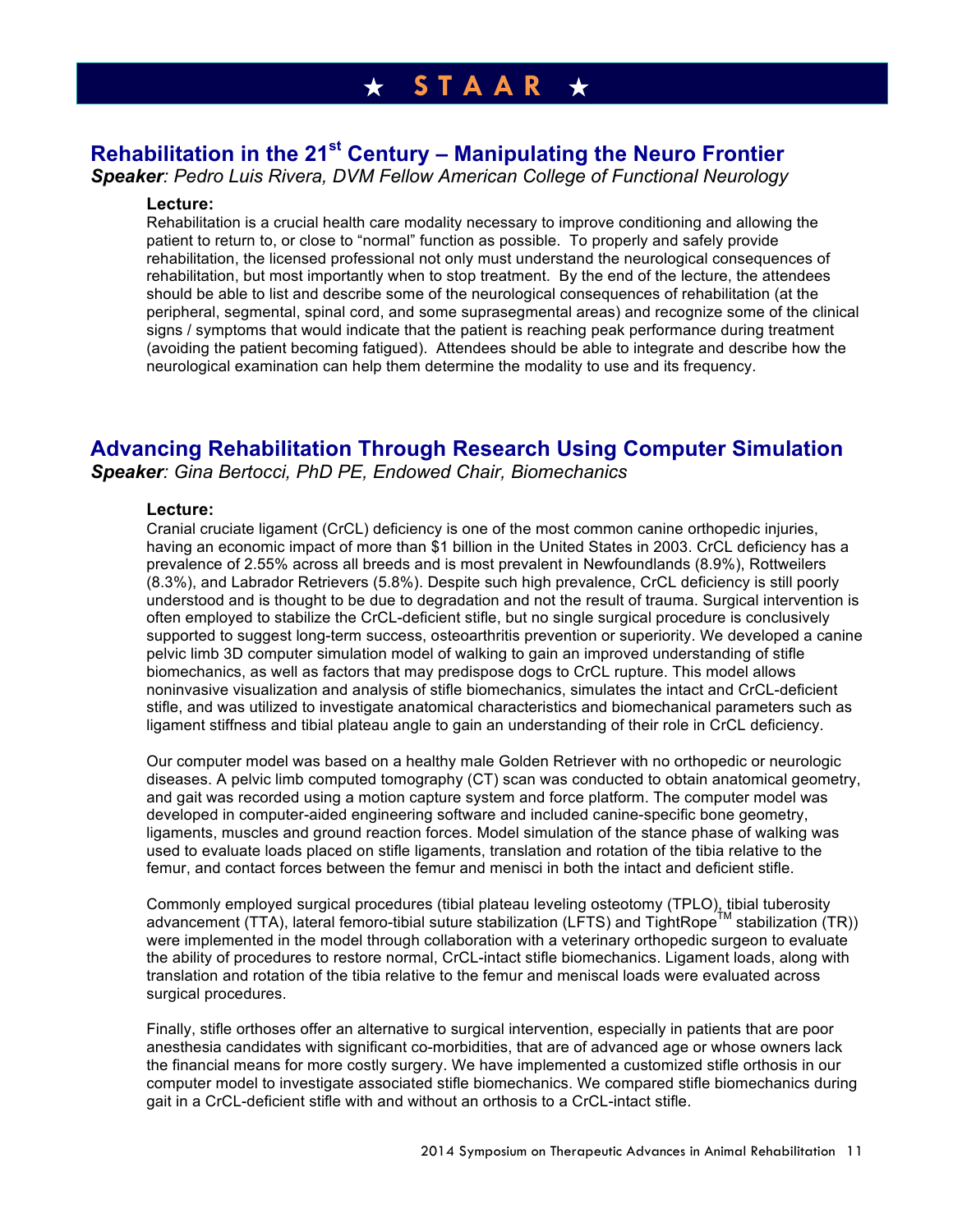# ★ STAAR ★

## Rehabilitation in the 21st Century – Manipulating the Neuro Frontier

***Speaker**: Pedro Luis Rivera, DVM Fellow American College of Functional Neurology*

**Lecture:**

Rehabilitation is a crucial health care modality necessary to improve conditioning and allowing the patient to return to, or close to "normal" function as possible. To properly and safely provide rehabilitation, the licensed professional not only must understand the neurological consequences of rehabilitation, but most importantly when to stop treatment. By the end of the lecture, the attendees should be able to list and describe some of the neurological consequences of rehabilitation (at the peripheral, segmental, spinal cord, and some suprasegmental areas) and recognize some of the clinical signs / symptoms that would indicate that the patient is reaching peak performance during treatment (avoiding the patient becoming fatigued). Attendees should be able to integrate and describe how the neurological examination can help them determine the modality to use and its frequency.

## Advancing Rehabilitation Through Research Using Computer Simulation

***Speaker**: Gina Bertocci, PhD PE, Endowed Chair, Biomechanics*

**Lecture:**

Cranial cruciate ligament (CrCL) deficiency is one of the most common canine orthopedic injuries, having an economic impact of more than $1 billion in the United States in 2003. CrCL deficiency has a prevalence of 2.55% across all breeds and is most prevalent in Newfoundlands (8.9%), Rottweilers (8.3%), and Labrador Retrievers (5.8%). Despite such high prevalence, CrCL deficiency is still poorly understood and is thought to be due to degradation and not the result of trauma. Surgical intervention is often employed to stabilize the CrCL-deficient stifle, but no single surgical procedure is conclusively supported to suggest long-term success, osteoarthritis prevention or superiority. We developed a canine pelvic limb 3D computer simulation model of walking to gain an improved understanding of stifle biomechanics, as well as factors that may predispose dogs to CrCL rupture. This model allows noninvasive visualization and analysis of stifle biomechanics, simulates the intact and CrCL-deficient stifle, and was utilized to investigate anatomical characteristics and biomechanical parameters such as ligament stiffness and tibial plateau angle to gain an understanding of their role in CrCL deficiency.

Our computer model was based on a healthy male Golden Retriever with no orthopedic or neurologic diseases. A pelvic limb computed tomography (CT) scan was conducted to obtain anatomical geometry, and gait was recorded using a motion capture system and force platform. The computer model was developed in computer-aided engineering software and included canine-specific bone geometry, ligaments, muscles and ground reaction forces. Model simulation of the stance phase of walking was used to evaluate loads placed on stifle ligaments, translation and rotation of the tibia relative to the femur, and contact forces between the femur and menisci in both the intact and deficient stifle.

Commonly employed surgical procedures (tibial plateau leveling osteotomy (TPLO), tibial tuberosity advancement (TTA), lateral femoro-tibial suture stabilization (LFTS) and TightRope™ stabilization (TR)) were implemented in the model through collaboration with a veterinary orthopedic surgeon to evaluate the ability of procedures to restore normal, CrCL-intact stifle biomechanics. Ligament loads, along with translation and rotation of the tibia relative to the femur and meniscal loads were evaluated across surgical procedures.

Finally, stifle orthoses offer an alternative to surgical intervention, especially in patients that are poor anesthesia candidates with significant co-morbidities, that are of advanced age or whose owners lack the financial means for more costly surgery. We have implemented a customized stifle orthosis in our computer model to investigate associated stifle biomechanics. We compared stifle biomechanics during gait in a CrCL-deficient stifle with and without an orthosis to a CrCL-intact stifle.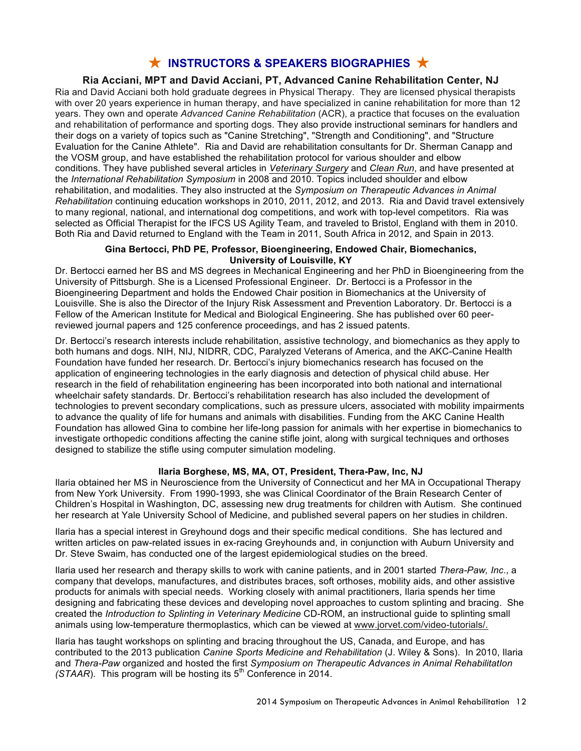# ★ INSTRUCTORS & SPEAKERS BIOGRAPHIES ★

### Ria Acciani, MPT and David Acciani, PT, Advanced Canine Rehabilitation Center, NJ

Ria and David Acciani both hold graduate degrees in Physical Therapy. They are licensed physical therapists with over 20 years experience in human therapy, and have specialized in canine rehabilitation for more than 12 years. They own and operate *Advanced Canine Rehabilitation* (ACR), a practice that focuses on the evaluation and rehabilitation of performance and sporting dogs. They also provide instructional seminars for handlers and their dogs on a variety of topics such as "Canine Stretching", "Strength and Conditioning", and "Structure Evaluation for the Canine Athlete". Ria and David are rehabilitation consultants for Dr. Sherman Canapp and the VOSM group, and have established the rehabilitation protocol for various shoulder and elbow conditions. They have published several articles in *Veterinary Surgery* and *Clean Run*, and have presented at the *International Rehabilitation Symposium* in 2008 and 2010. Topics included shoulder and elbow rehabilitation, and modalities. They also instructed at the *Symposium on Therapeutic Advances in Animal Rehabilitation* continuing education workshops in 2010, 2011, 2012, and 2013. Ria and David travel extensively to many regional, national, and international dog competitions, and work with top-level competitors. Ria was selected as Official Therapist for the IFCS US Agility Team, and traveled to Bristol, England with them in 2010. Both Ria and David returned to England with the Team in 2011, South Africa in 2012, and Spain in 2013.

### Gina Bertocci, PhD PE, Professor, Bioengineering, Endowed Chair, Biomechanics, University of Louisville, KY

Dr. Bertocci earned her BS and MS degrees in Mechanical Engineering and her PhD in Bioengineering from the University of Pittsburgh. She is a Licensed Professional Engineer. Dr. Bertocci is a Professor in the Bioengineering Department and holds the Endowed Chair position in Biomechanics at the University of Louisville. She is also the Director of the Injury Risk Assessment and Prevention Laboratory. Dr. Bertocci is a Fellow of the American Institute for Medical and Biological Engineering. She has published over 60 peer-reviewed journal papers and 125 conference proceedings, and has 2 issued patents.

Dr. Bertocci's research interests include rehabilitation, assistive technology, and biomechanics as they apply to both humans and dogs. NIH, NIJ, NIDRR, CDC, Paralyzed Veterans of America, and the AKC-Canine Health Foundation have funded her research. Dr. Bertocci's injury biomechanics research has focused on the application of engineering technologies in the early diagnosis and detection of physical child abuse. Her research in the field of rehabilitation engineering has been incorporated into both national and international wheelchair safety standards. Dr. Bertocci's rehabilitation research has also included the development of technologies to prevent secondary complications, such as pressure ulcers, associated with mobility impairments to advance the quality of life for humans and animals with disabilities. Funding from the AKC Canine Health Foundation has allowed Gina to combine her life-long passion for animals with her expertise in biomechanics to investigate orthopedic conditions affecting the canine stifle joint, along with surgical techniques and orthoses designed to stabilize the stifle using computer simulation modeling.

### Ilaria Borghese, MS, MA, OT, President, Thera-Paw, Inc, NJ

Ilaria obtained her MS in Neuroscience from the University of Connecticut and her MA in Occupational Therapy from New York University. From 1990-1993, she was Clinical Coordinator of the Brain Research Center of Children's Hospital in Washington, DC, assessing new drug treatments for children with Autism. She continued her research at Yale University School of Medicine, and published several papers on her studies in children.

Ilaria has a special interest in Greyhound dogs and their specific medical conditions. She has lectured and written articles on paw-related issues in ex-racing Greyhounds and, in conjunction with Auburn University and Dr. Steve Swaim, has conducted one of the largest epidemiological studies on the breed.

Ilaria used her research and therapy skills to work with canine patients, and in 2001 started *Thera-Paw, Inc*., a company that develops, manufactures, and distributes braces, soft orthoses, mobility aids, and other assistive products for animals with special needs. Working closely with animal practitioners, Ilaria spends her time designing and fabricating these devices and developing novel approaches to custom splinting and bracing. She created the *Introduction to Splinting in Veterinary Medicine* CD-ROM, an instructional guide to splinting small animals using low-temperature thermoplastics, which can be viewed at www.jorvet.com/video-tutorials/.

Ilaria has taught workshops on splinting and bracing throughout the US, Canada, and Europe, and has contributed to the 2013 publication *Canine Sports Medicine and Rehabilitation* (J. Wiley & Sons). In 2010, Ilaria and *Thera-Paw* organized and hosted the first *Symposium on Therapeutic Advances in Animal RehabilitatIon (STAAR*). This program will be hosting its 5th Conference in 2014.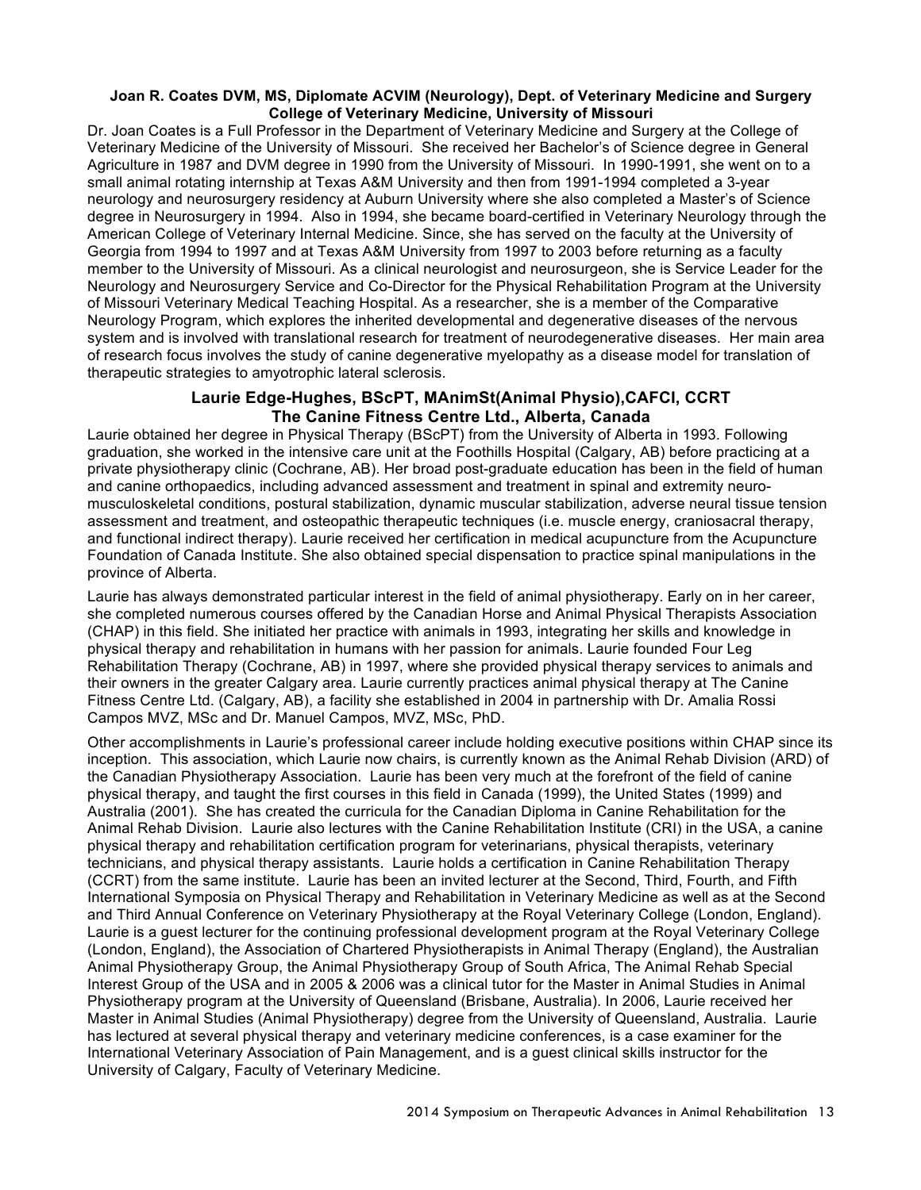**Joan R. Coates DVM, MS, Diplomate ACVIM (Neurology), Dept. of Veterinary Medicine and Surgery College of Veterinary Medicine, University of Missouri**

Dr. Joan Coates is a Full Professor in the Department of Veterinary Medicine and Surgery at the College of Veterinary Medicine of the University of Missouri. She received her Bachelor's of Science degree in General Agriculture in 1987 and DVM degree in 1990 from the University of Missouri. In 1990-1991, she went on to a small animal rotating internship at Texas A&M University and then from 1991-1994 completed a 3-year neurology and neurosurgery residency at Auburn University where she also completed a Master's of Science degree in Neurosurgery in 1994. Also in 1994, she became board-certified in Veterinary Neurology through the American College of Veterinary Internal Medicine. Since, she has served on the faculty at the University of Georgia from 1994 to 1997 and at Texas A&M University from 1997 to 2003 before returning as a faculty member to the University of Missouri. As a clinical neurologist and neurosurgeon, she is Service Leader for the Neurology and Neurosurgery Service and Co-Director for the Physical Rehabilitation Program at the University of Missouri Veterinary Medical Teaching Hospital. As a researcher, she is a member of the Comparative Neurology Program, which explores the inherited developmental and degenerative diseases of the nervous system and is involved with translational research for treatment of neurodegenerative diseases. Her main area of research focus involves the study of canine degenerative myelopathy as a disease model for translation of therapeutic strategies to amyotrophic lateral sclerosis.

**Laurie Edge-Hughes, BScPT, MAnimSt(Animal Physio),CAFCI, CCRT**
**The Canine Fitness Centre Ltd., Alberta, Canada**

Laurie obtained her degree in Physical Therapy (BScPT) from the University of Alberta in 1993. Following graduation, she worked in the intensive care unit at the Foothills Hospital (Calgary, AB) before practicing at a private physiotherapy clinic (Cochrane, AB). Her broad post-graduate education has been in the field of human and canine orthopaedics, including advanced assessment and treatment in spinal and extremity neuro-musculoskeletal conditions, postural stabilization, dynamic muscular stabilization, adverse neural tissue tension assessment and treatment, and osteopathic therapeutic techniques (i.e. muscle energy, craniosacral therapy, and functional indirect therapy). Laurie received her certification in medical acupuncture from the Acupuncture Foundation of Canada Institute. She also obtained special dispensation to practice spinal manipulations in the province of Alberta.

Laurie has always demonstrated particular interest in the field of animal physiotherapy. Early on in her career, she completed numerous courses offered by the Canadian Horse and Animal Physical Therapists Association (CHAP) in this field. She initiated her practice with animals in 1993, integrating her skills and knowledge in physical therapy and rehabilitation in humans with her passion for animals. Laurie founded Four Leg Rehabilitation Therapy (Cochrane, AB) in 1997, where she provided physical therapy services to animals and their owners in the greater Calgary area. Laurie currently practices animal physical therapy at The Canine Fitness Centre Ltd. (Calgary, AB), a facility she established in 2004 in partnership with Dr. Amalia Rossi Campos MVZ, MSc and Dr. Manuel Campos, MVZ, MSc, PhD.

Other accomplishments in Laurie's professional career include holding executive positions within CHAP since its inception. This association, which Laurie now chairs, is currently known as the Animal Rehab Division (ARD) of the Canadian Physiotherapy Association. Laurie has been very much at the forefront of the field of canine physical therapy, and taught the first courses in this field in Canada (1999), the United States (1999) and Australia (2001). She has created the curricula for the Canadian Diploma in Canine Rehabilitation for the Animal Rehab Division. Laurie also lectures with the Canine Rehabilitation Institute (CRI) in the USA, a canine physical therapy and rehabilitation certification program for veterinarians, physical therapists, veterinary technicians, and physical therapy assistants. Laurie holds a certification in Canine Rehabilitation Therapy (CCRT) from the same institute. Laurie has been an invited lecturer at the Second, Third, Fourth, and Fifth International Symposia on Physical Therapy and Rehabilitation in Veterinary Medicine as well as at the Second and Third Annual Conference on Veterinary Physiotherapy at the Royal Veterinary College (London, England). Laurie is a guest lecturer for the continuing professional development program at the Royal Veterinary College (London, England), the Association of Chartered Physiotherapists in Animal Therapy (England), the Australian Animal Physiotherapy Group, the Animal Physiotherapy Group of South Africa, The Animal Rehab Special Interest Group of the USA and in 2005 & 2006 was a clinical tutor for the Master in Animal Studies in Animal Physiotherapy program at the University of Queensland (Brisbane, Australia). In 2006, Laurie received her Master in Animal Studies (Animal Physiotherapy) degree from the University of Queensland, Australia. Laurie has lectured at several physical therapy and veterinary medicine conferences, is a case examiner for the International Veterinary Association of Pain Management, and is a guest clinical skills instructor for the University of Calgary, Faculty of Veterinary Medicine.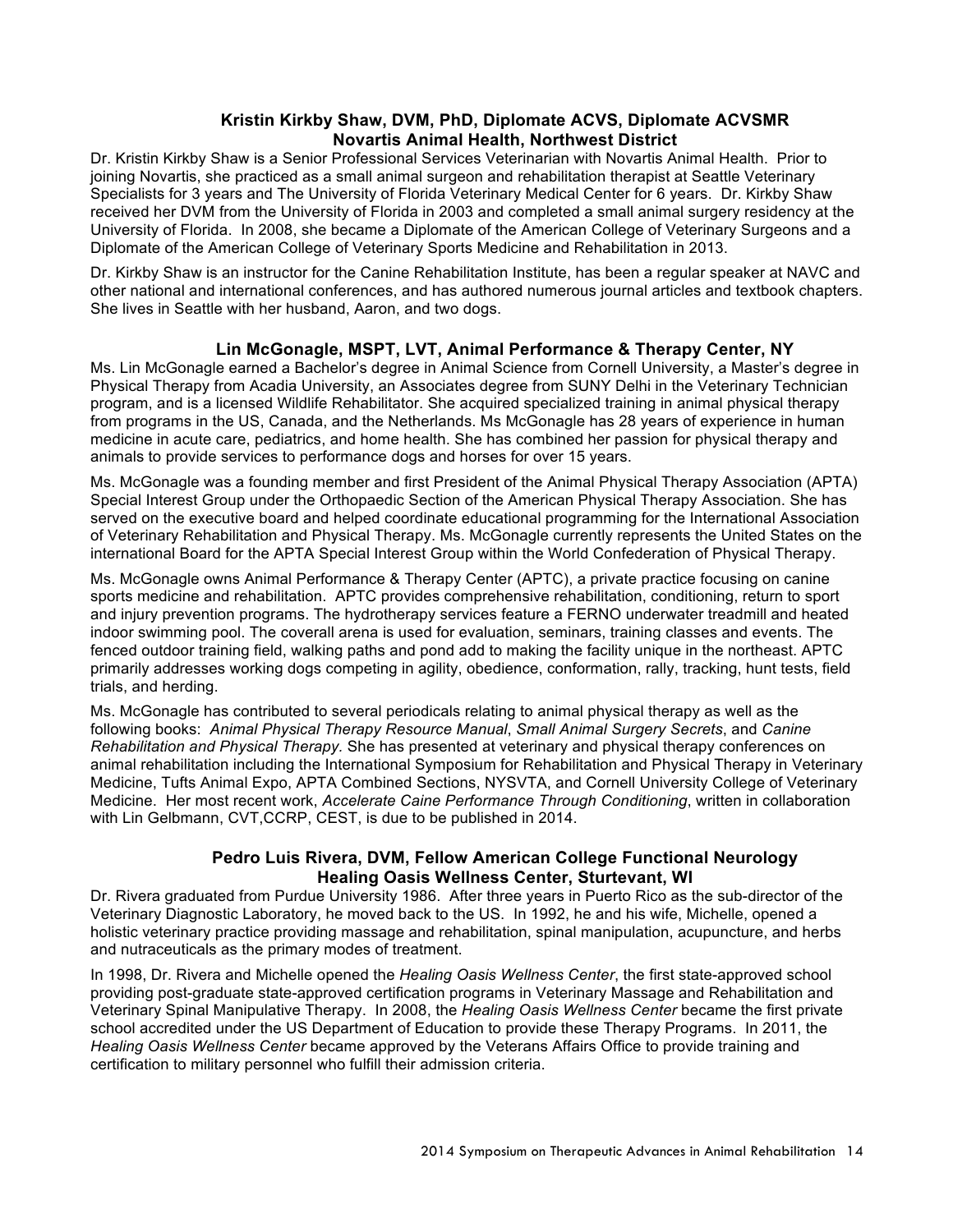### Kristin Kirkby Shaw, DVM, PhD, Diplomate ACVS, Diplomate ACVSMR
### Novartis Animal Health, Northwest District

Dr. Kristin Kirkby Shaw is a Senior Professional Services Veterinarian with Novartis Animal Health. Prior to joining Novartis, she practiced as a small animal surgeon and rehabilitation therapist at Seattle Veterinary Specialists for 3 years and The University of Florida Veterinary Medical Center for 6 years. Dr. Kirkby Shaw received her DVM from the University of Florida in 2003 and completed a small animal surgery residency at the University of Florida. In 2008, she became a Diplomate of the American College of Veterinary Surgeons and a Diplomate of the American College of Veterinary Sports Medicine and Rehabilitation in 2013.

Dr. Kirkby Shaw is an instructor for the Canine Rehabilitation Institute, has been a regular speaker at NAVC and other national and international conferences, and has authored numerous journal articles and textbook chapters. She lives in Seattle with her husband, Aaron, and two dogs.

### Lin McGonagle, MSPT, LVT, Animal Performance & Therapy Center, NY

Ms. Lin McGonagle earned a Bachelor's degree in Animal Science from Cornell University, a Master's degree in Physical Therapy from Acadia University, an Associates degree from SUNY Delhi in the Veterinary Technician program, and is a licensed Wildlife Rehabilitator. She acquired specialized training in animal physical therapy from programs in the US, Canada, and the Netherlands. Ms McGonagle has 28 years of experience in human medicine in acute care, pediatrics, and home health. She has combined her passion for physical therapy and animals to provide services to performance dogs and horses for over 15 years.

Ms. McGonagle was a founding member and first President of the Animal Physical Therapy Association (APTA) Special Interest Group under the Orthopaedic Section of the American Physical Therapy Association. She has served on the executive board and helped coordinate educational programming for the International Association of Veterinary Rehabilitation and Physical Therapy. Ms. McGonagle currently represents the United States on the international Board for the APTA Special Interest Group within the World Confederation of Physical Therapy.

Ms. McGonagle owns Animal Performance & Therapy Center (APTC), a private practice focusing on canine sports medicine and rehabilitation. APTC provides comprehensive rehabilitation, conditioning, return to sport and injury prevention programs. The hydrotherapy services feature a FERNO underwater treadmill and heated indoor swimming pool. The coverall arena is used for evaluation, seminars, training classes and events. The fenced outdoor training field, walking paths and pond add to making the facility unique in the northeast. APTC primarily addresses working dogs competing in agility, obedience, conformation, rally, tracking, hunt tests, field trials, and herding.

Ms. McGonagle has contributed to several periodicals relating to animal physical therapy as well as the following books: *Animal Physical Therapy Resource Manual*, *Small Animal Surgery Secrets*, and *Canine Rehabilitation and Physical Therapy.* She has presented at veterinary and physical therapy conferences on animal rehabilitation including the International Symposium for Rehabilitation and Physical Therapy in Veterinary Medicine, Tufts Animal Expo, APTA Combined Sections, NYSVTA, and Cornell University College of Veterinary Medicine. Her most recent work, *Accelerate Caine Performance Through Conditioning*, written in collaboration with Lin Gelbmann, CVT,CCRP, CEST, is due to be published in 2014.

### Pedro Luis Rivera, DVM, Fellow American College Functional Neurology
### Healing Oasis Wellness Center, Sturtevant, WI

Dr. Rivera graduated from Purdue University 1986. After three years in Puerto Rico as the sub-director of the Veterinary Diagnostic Laboratory, he moved back to the US. In 1992, he and his wife, Michelle, opened a holistic veterinary practice providing massage and rehabilitation, spinal manipulation, acupuncture, and herbs and nutraceuticals as the primary modes of treatment.

In 1998, Dr. Rivera and Michelle opened the *Healing Oasis Wellness Center*, the first state-approved school providing post-graduate state-approved certification programs in Veterinary Massage and Rehabilitation and Veterinary Spinal Manipulative Therapy. In 2008, the *Healing Oasis Wellness Center* became the first private school accredited under the US Department of Education to provide these Therapy Programs. In 2011, the *Healing Oasis Wellness Center* became approved by the Veterans Affairs Office to provide training and certification to military personnel who fulfill their admission criteria.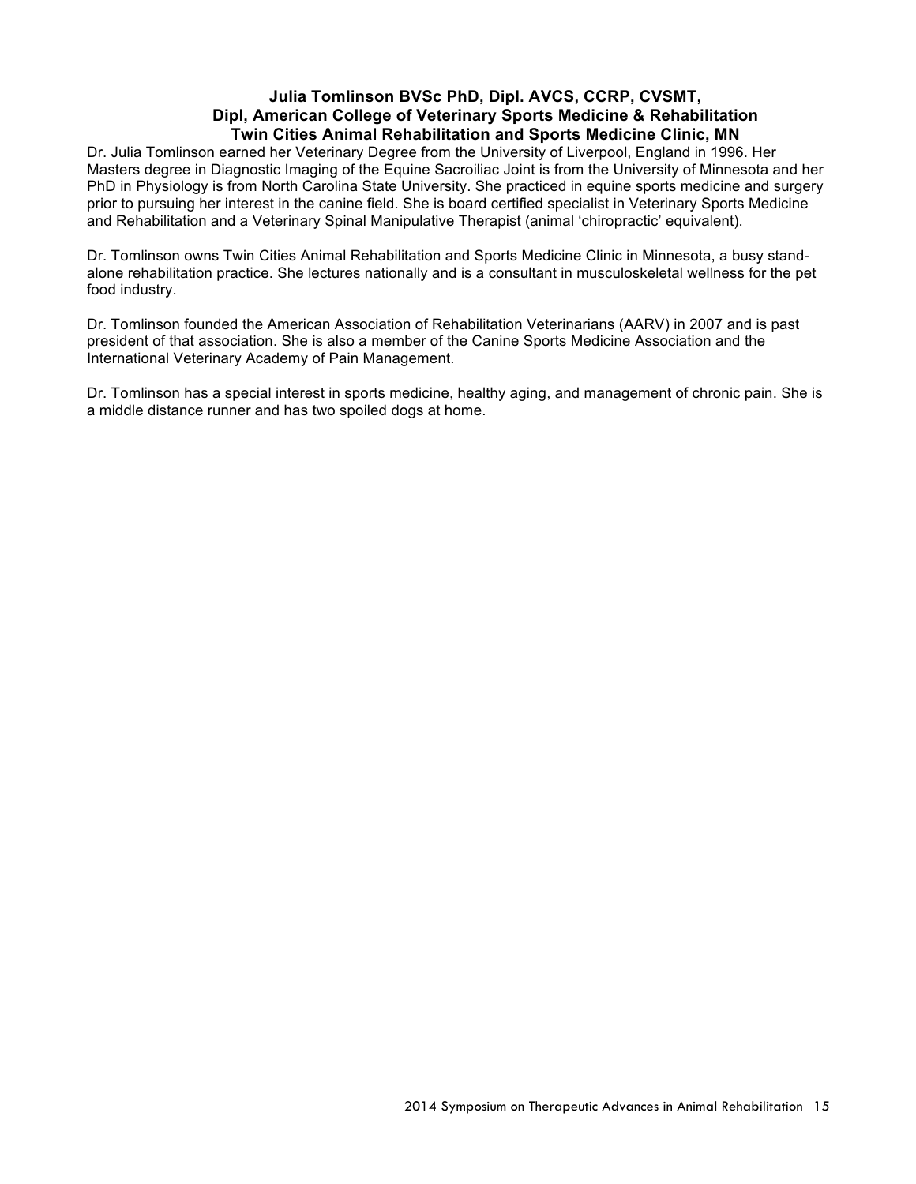**Julia Tomlinson BVSc PhD, Dipl. AVCS, CCRP, CVSMT,**
**Dipl, American College of Veterinary Sports Medicine & Rehabilitation**
**Twin Cities Animal Rehabilitation and Sports Medicine Clinic, MN**

Dr. Julia Tomlinson earned her Veterinary Degree from the University of Liverpool, England in 1996. Her Masters degree in Diagnostic Imaging of the Equine Sacroiliac Joint is from the University of Minnesota and her PhD in Physiology is from North Carolina State University. She practiced in equine sports medicine and surgery prior to pursuing her interest in the canine field. She is board certified specialist in Veterinary Sports Medicine and Rehabilitation and a Veterinary Spinal Manipulative Therapist (animal 'chiropractic' equivalent).

Dr. Tomlinson owns Twin Cities Animal Rehabilitation and Sports Medicine Clinic in Minnesota, a busy stand-alone rehabilitation practice. She lectures nationally and is a consultant in musculoskeletal wellness for the pet food industry.

Dr. Tomlinson founded the American Association of Rehabilitation Veterinarians (AARV) in 2007 and is past president of that association. She is also a member of the Canine Sports Medicine Association and the International Veterinary Academy of Pain Management.

Dr. Tomlinson has a special interest in sports medicine, healthy aging, and management of chronic pain. She is a middle distance runner and has two spoiled dogs at home.